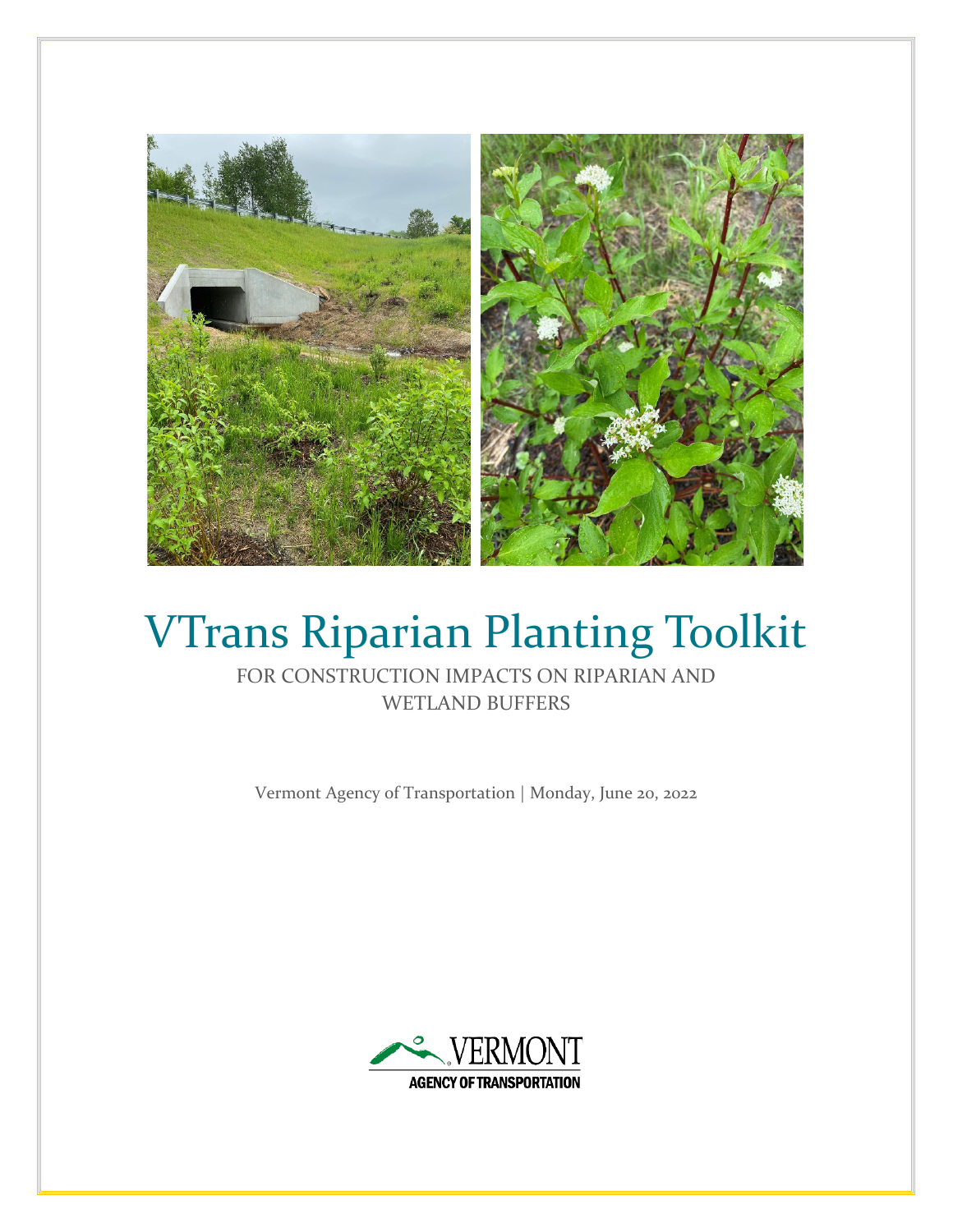# VTrans Riparian Planting Toolkit

FOR CONSTRUCTION IMPACTS ON RIPARIAN AND WETLAND BUFFERS

Vermont Agency of Transportation | Monday, June 20, 2022

VERMONT
AGENCY OF TRANSPORTATION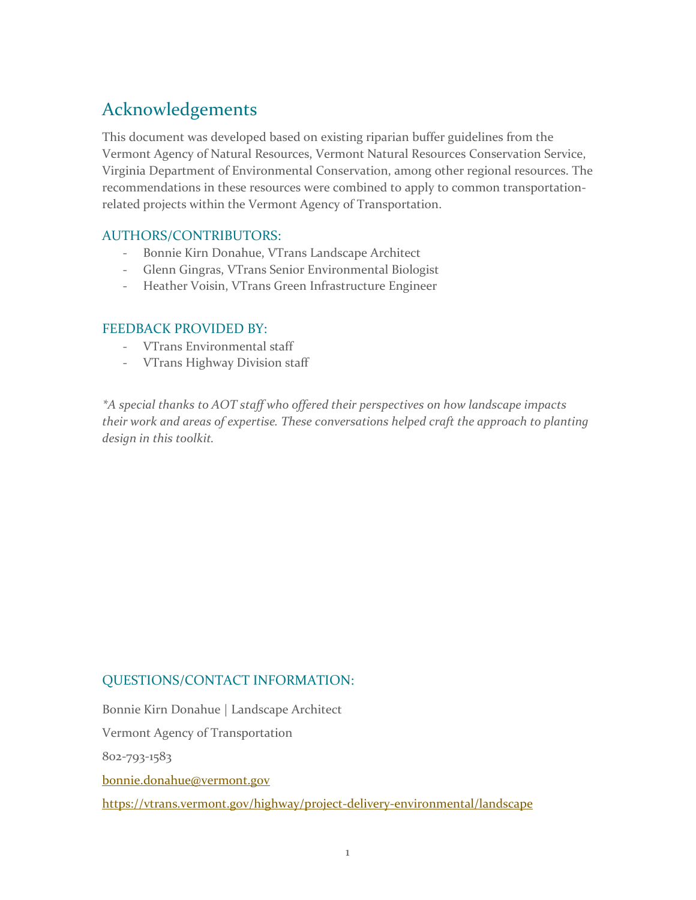## Acknowledgements

This document was developed based on existing riparian buffer guidelines from the Vermont Agency of Natural Resources, Vermont Natural Resources Conservation Service, Virginia Department of Environmental Conservation, among other regional resources. The recommendations in these resources were combined to apply to common transportation-related projects within the Vermont Agency of Transportation.

### AUTHORS/CONTRIBUTORS:

- Bonnie Kirn Donahue, VTrans Landscape Architect
- Glenn Gingras, VTrans Senior Environmental Biologist
- Heather Voisin, VTrans Green Infrastructure Engineer

### FEEDBACK PROVIDED BY:

- VTrans Environmental staff
- VTrans Highway Division staff

*\*A special thanks to AOT staff who offered their perspectives on how landscape impacts their work and areas of expertise. These conversations helped craft the approach to planting design in this toolkit.*

### QUESTIONS/CONTACT INFORMATION:

Bonnie Kirn Donahue | Landscape Architect

Vermont Agency of Transportation

802-793-1583

[bonnie.donahue@vermont.gov](mailto:bonnie.donahue@vermont.gov)

[https://vtrans.vermont.gov/highway/project-delivery-environmental/landscape](https://vtrans.vermont.gov/highway/project-delivery-environmental/landscape)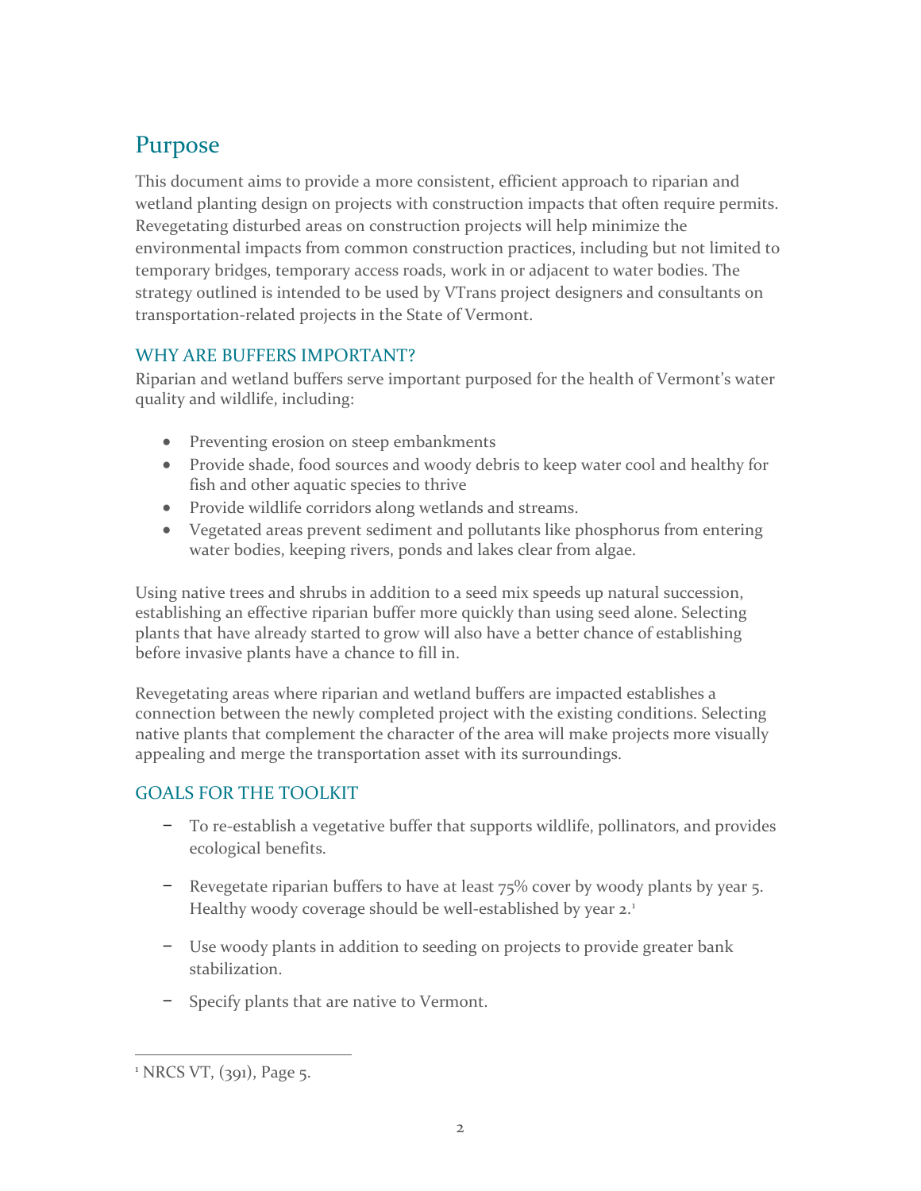# Purpose

This document aims to provide a more consistent, efficient approach to riparian and wetland planting design on projects with construction impacts that often require permits. Revegetating disturbed areas on construction projects will help minimize the environmental impacts from common construction practices, including but not limited to temporary bridges, temporary access roads, work in or adjacent to water bodies. The strategy outlined is intended to be used by VTrans project designers and consultants on transportation-related projects in the State of Vermont.

## WHY ARE BUFFERS IMPORTANT?

Riparian and wetland buffers serve important purposed for the health of Vermont's water quality and wildlife, including:

- Preventing erosion on steep embankments
- Provide shade, food sources and woody debris to keep water cool and healthy for fish and other aquatic species to thrive
- Provide wildlife corridors along wetlands and streams.
- Vegetated areas prevent sediment and pollutants like phosphorus from entering water bodies, keeping rivers, ponds and lakes clear from algae.

Using native trees and shrubs in addition to a seed mix speeds up natural succession, establishing an effective riparian buffer more quickly than using seed alone. Selecting plants that have already started to grow will also have a better chance of establishing before invasive plants have a chance to fill in.

Revegetating areas where riparian and wetland buffers are impacted establishes a connection between the newly completed project with the existing conditions. Selecting native plants that complement the character of the area will make projects more visually appealing and merge the transportation asset with its surroundings.

## GOALS FOR THE TOOLKIT

- To re-establish a vegetative buffer that supports wildlife, pollinators, and provides ecological benefits.
- Revegetate riparian buffers to have at least 75% cover by woody plants by year 5. Healthy woody coverage should be well-established by year 2.[1]
- Use woody plants in addition to seeding on projects to provide greater bank stabilization.
- Specify plants that are native to Vermont.

[1] NRCS VT, (391), Page 5.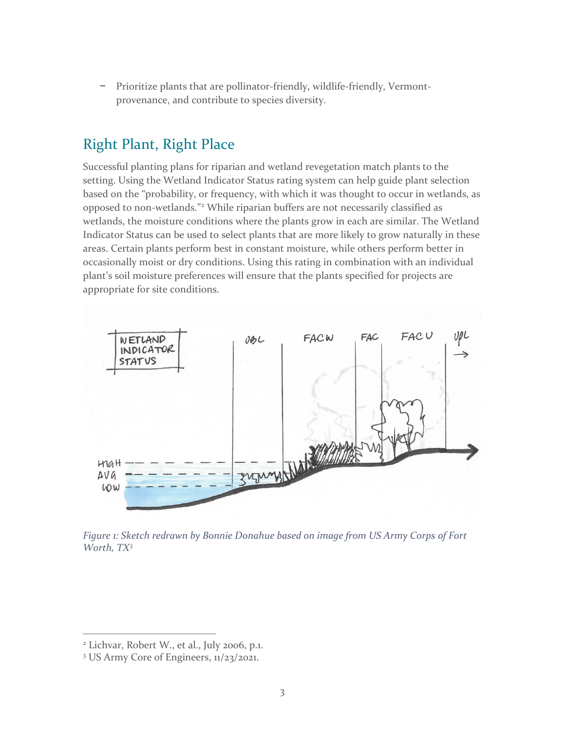- Prioritize plants that are pollinator-friendly, wildlife-friendly, Vermont-provenance, and contribute to species diversity.

## Right Plant, Right Place

Successful planting plans for riparian and wetland revegetation match plants to the setting. Using the Wetland Indicator Status rating system can help guide plant selection based on the "probability, or frequency, with which it was thought to occur in wetlands, as opposed to non-wetlands."[2] While riparian buffers are not necessarily classified as wetlands, the moisture conditions where the plants grow in each are similar. The Wetland Indicator Status can be used to select plants that are more likely to grow naturally in these areas. Certain plants perform best in constant moisture, while others perform better in occasionally moist or dry conditions. Using this rating in combination with an individual plant's soil moisture preferences will ensure that the plants specified for projects are appropriate for site conditions.

*Figure 1: Sketch redrawn by Bonnie Donahue based on image from US Army Corps of Fort Worth, TX[3]*

---

[2] Lichvar, Robert W., et al., July 2006, p.1.

[3] US Army Core of Engineers, 11/23/2021.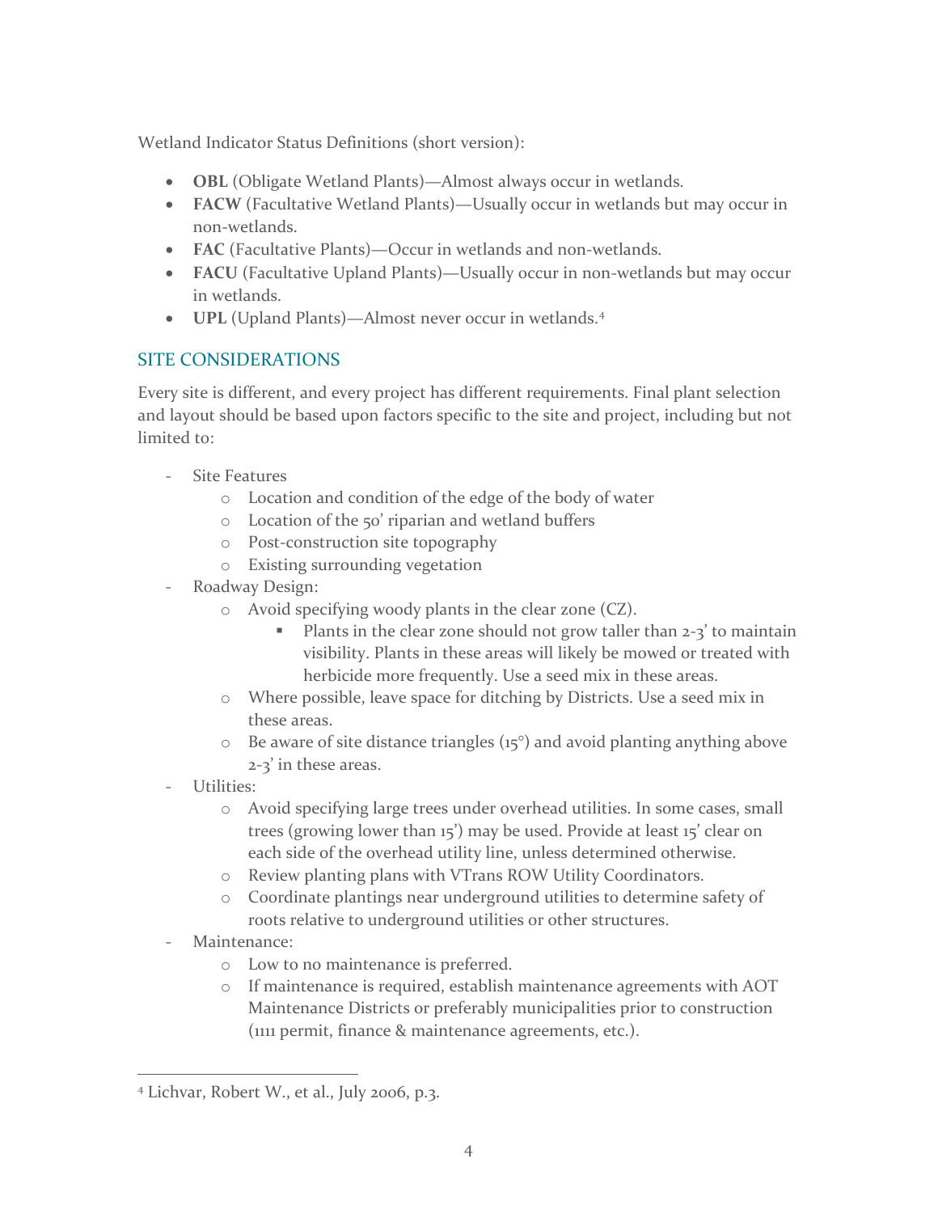Wetland Indicator Status Definitions (short version):

- **OBL** (Obligate Wetland Plants)—Almost always occur in wetlands.
- **FACW** (Facultative Wetland Plants)—Usually occur in wetlands but may occur in non-wetlands.
- **FAC** (Facultative Plants)—Occur in wetlands and non-wetlands.
- **FACU** (Facultative Upland Plants)—Usually occur in non-wetlands but may occur in wetlands.
- **UPL** (Upland Plants)—Almost never occur in wetlands.[4]

## SITE CONSIDERATIONS

Every site is different, and every project has different requirements. Final plant selection and layout should be based upon factors specific to the site and project, including but not limited to:

- Site Features
  - Location and condition of the edge of the body of water
  - Location of the 50' riparian and wetland buffers
  - Post-construction site topography
  - Existing surrounding vegetation
- Roadway Design:
  - Avoid specifying woody plants in the clear zone (CZ).
    - Plants in the clear zone should not grow taller than 2-3' to maintain visibility. Plants in these areas will likely be mowed or treated with herbicide more frequently. Use a seed mix in these areas.
  - Where possible, leave space for ditching by Districts. Use a seed mix in these areas.
  - Be aware of site distance triangles (15°) and avoid planting anything above 2-3' in these areas.
- Utilities:
  - Avoid specifying large trees under overhead utilities. In some cases, small trees (growing lower than 15') may be used. Provide at least 15' clear on each side of the overhead utility line, unless determined otherwise.
  - Review planting plans with VTrans ROW Utility Coordinators.
  - Coordinate plantings near underground utilities to determine safety of roots relative to underground utilities or other structures.
- Maintenance:
  - Low to no maintenance is preferred.
  - If maintenance is required, establish maintenance agreements with AOT Maintenance Districts or preferably municipalities prior to construction (1111 permit, finance & maintenance agreements, etc.).

[4] Lichvar, Robert W., et al., July 2006, p.3.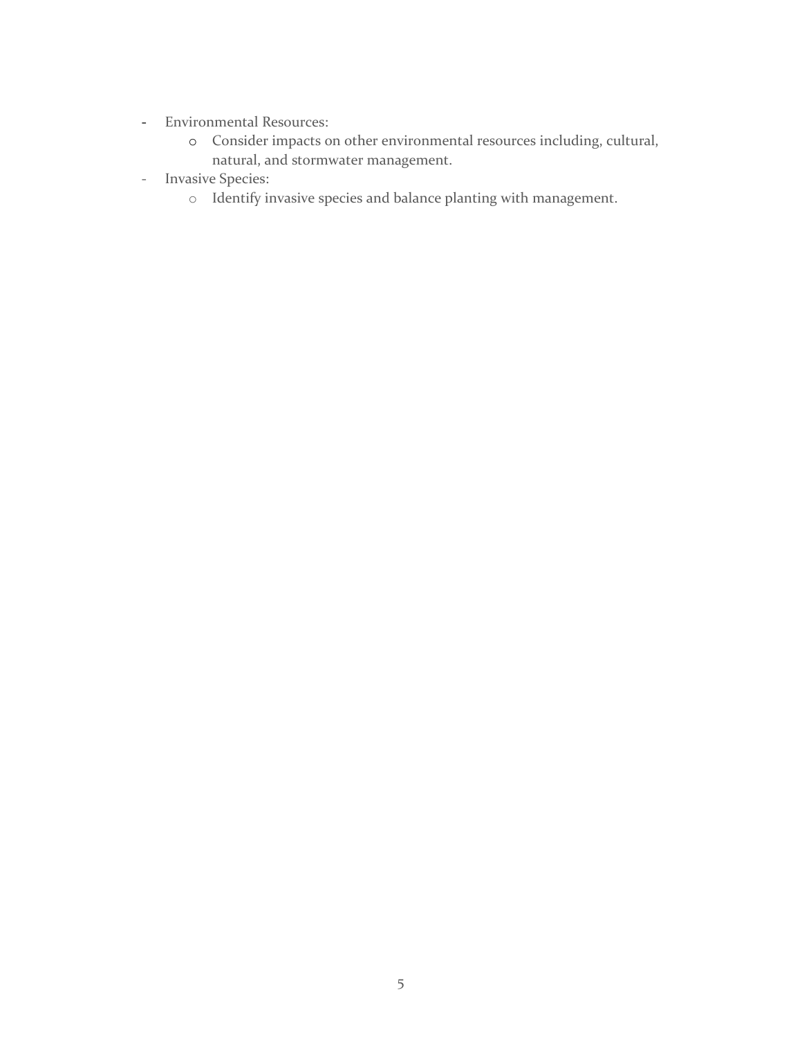- Environmental Resources:
  - Consider impacts on other environmental resources including, cultural, natural, and stormwater management.
- Invasive Species:
  - Identify invasive species and balance planting with management.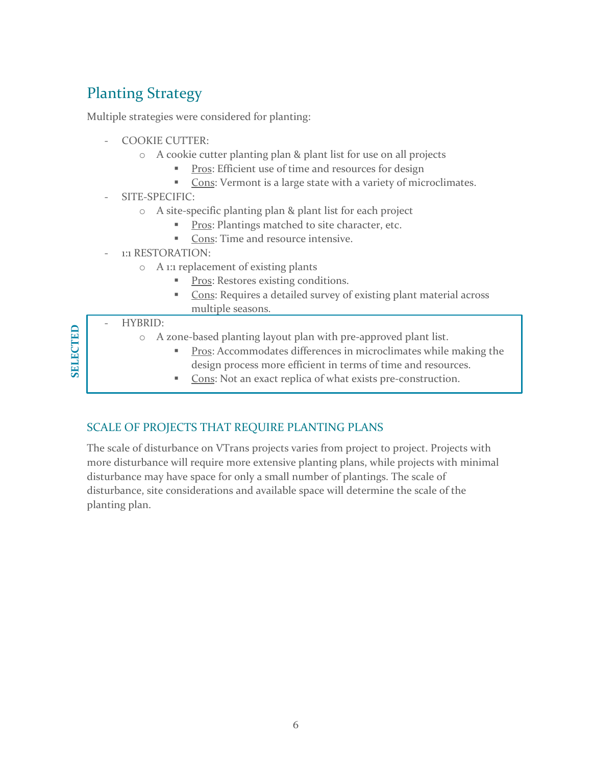## Planting Strategy

Multiple strategies were considered for planting:

- COOKIE CUTTER:
    - A cookie cutter planting plan & plant list for use on all projects
        - Pros: Efficient use of time and resources for design
        - Cons: Vermont is a large state with a variety of microclimates.
- SITE-SPECIFIC:
    - A site-specific planting plan & plant list for each project
        - Pros: Plantings matched to site character, etc.
        - Cons: Time and resource intensive.
- 1:1 RESTORATION:
    - A 1:1 replacement of existing plants
        - Pros: Restores existing conditions.
        - Cons: Requires a detailed survey of existing plant material across multiple seasons.
- HYBRID: **(SELECTED)**
    - A zone-based planting layout plan with pre-approved plant list.
        - Pros: Accommodates differences in microclimates while making the design process more efficient in terms of time and resources.
        - Cons: Not an exact replica of what exists pre-construction.

### SCALE OF PROJECTS THAT REQUIRE PLANTING PLANS

The scale of disturbance on VTrans projects varies from project to project. Projects with more disturbance will require more extensive planting plans, while projects with minimal disturbance may have space for only a small number of plantings. The scale of disturbance, site considerations and available space will determine the scale of the planting plan.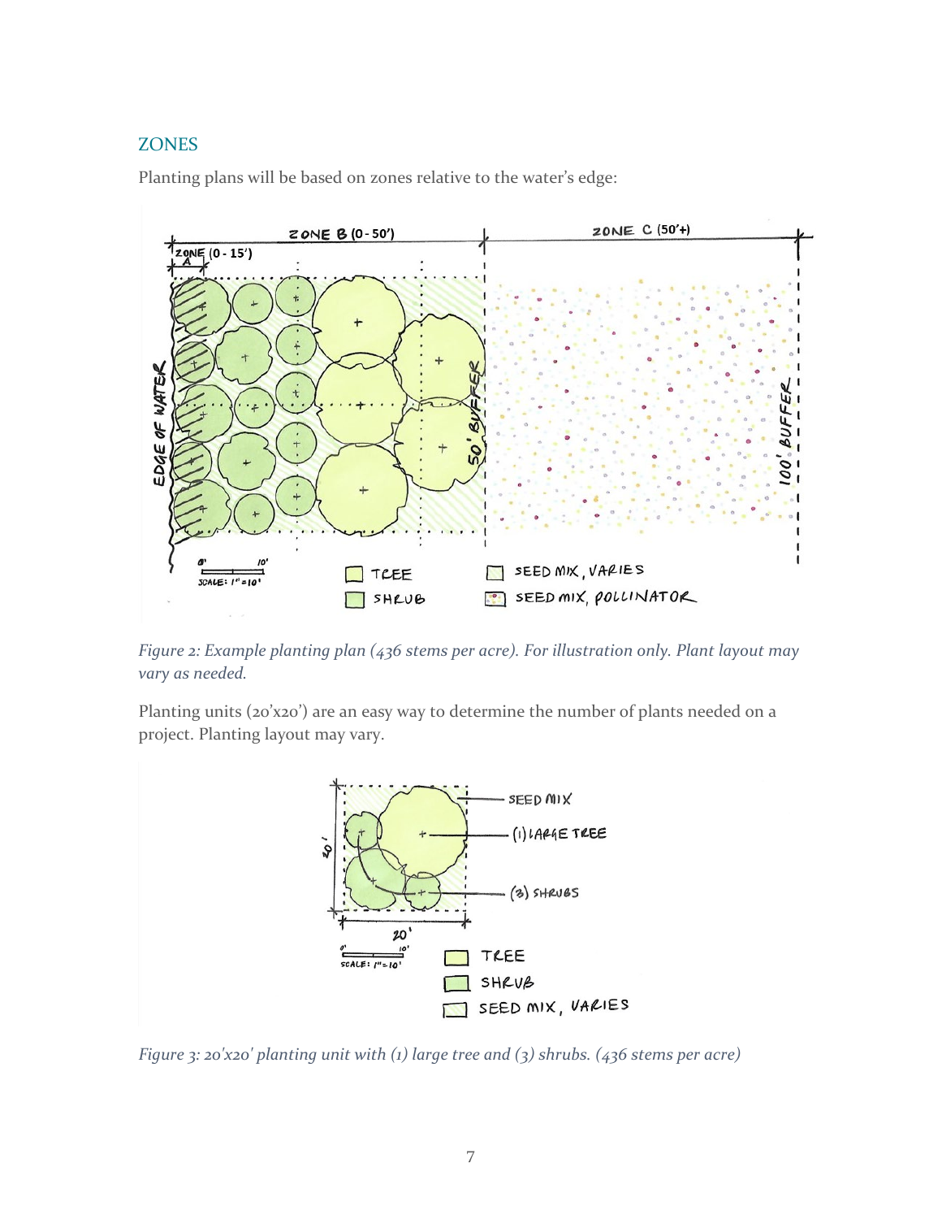## ZONES

Planting plans will be based on zones relative to the water's edge:

*Figure 2: Example planting plan (436 stems per acre). For illustration only. Plant layout may vary as needed.*

Planting units (20'x20') are an easy way to determine the number of plants needed on a project. Planting layout may vary.

*Figure 3: 20'x20' planting unit with (1) large tree and (3) shrubs. (436 stems per acre)*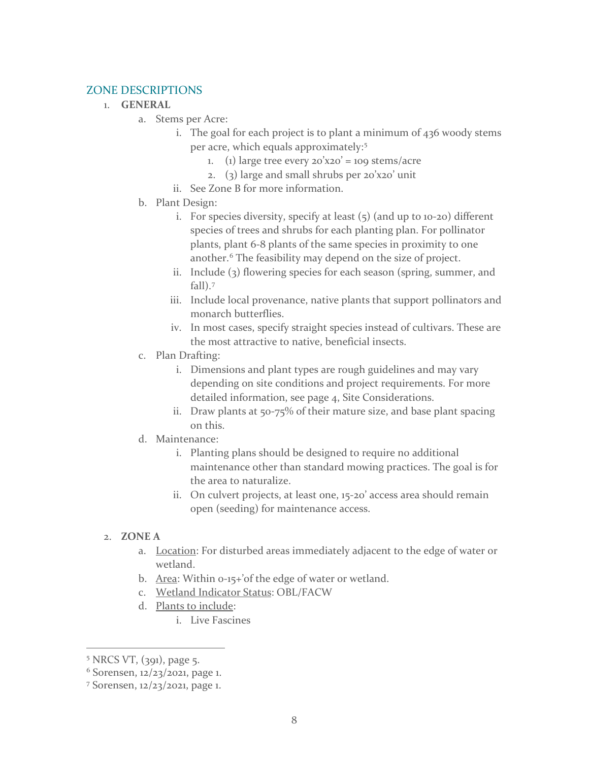## ZONE DESCRIPTIONS

1. **GENERAL**
    a. Stems per Acre:
        i. The goal for each project is to plant a minimum of 436 woody stems per acre, which equals approximately:[5]
            1. (1) large tree every 20'x20' = 109 stems/acre
            2. (3) large and small shrubs per 20'x20' unit
        ii. See Zone B for more information.
    b. Plant Design:
        i. For species diversity, specify at least (5) (and up to 10-20) different species of trees and shrubs for each planting plan. For pollinator plants, plant 6-8 plants of the same species in proximity to one another.[6] The feasibility may depend on the size of project.
        ii. Include (3) flowering species for each season (spring, summer, and fall).[7]
        iii. Include local provenance, native plants that support pollinators and monarch butterflies.
        iv. In most cases, specify straight species instead of cultivars. These are the most attractive to native, beneficial insects.
    c. Plan Drafting:
        i. Dimensions and plant types are rough guidelines and may vary depending on site conditions and project requirements. For more detailed information, see page 4, Site Considerations.
        ii. Draw plants at 50-75% of their mature size, and base plant spacing on this.
    d. Maintenance:
        i. Planting plans should be designed to require no additional maintenance other than standard mowing practices. The goal is for the area to naturalize.
        ii. On culvert projects, at least one, 15-20' access area should remain open (seeding) for maintenance access.

2. **ZONE A**
    a. Location: For disturbed areas immediately adjacent to the edge of water or wetland.
    b. Area: Within 0-15+'of the edge of water or wetland.
    c. Wetland Indicator Status: OBL/FACW
    d. Plants to include:
        i. Live Fascines

---

[5] NRCS VT, (391), page 5.

[6] Sorensen, 12/23/2021, page 1.

[7] Sorensen, 12/23/2021, page 1.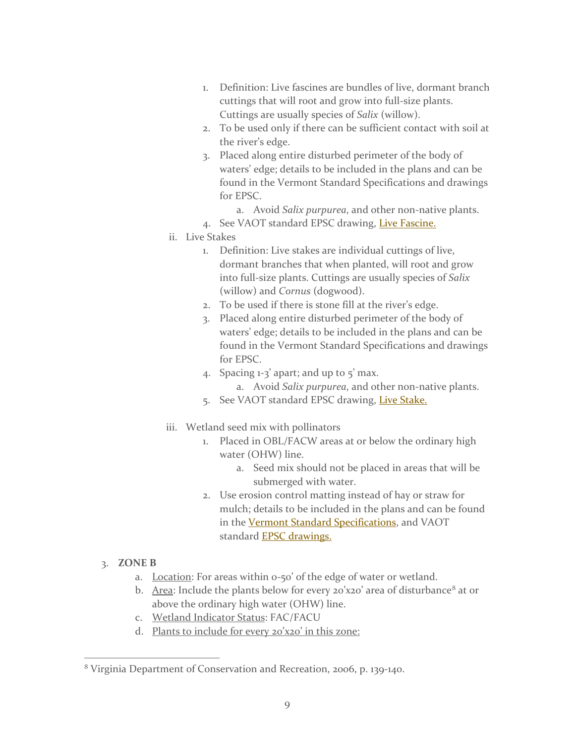1. Definition: Live fascines are bundles of live, dormant branch cuttings that will root and grow into full-size plants. Cuttings are usually species of *Salix* (willow).
2. To be used only if there can be sufficient contact with soil at the river's edge.
3. Placed along entire disturbed perimeter of the body of waters' edge; details to be included in the plans and can be found in the Vermont Standard Specifications and drawings for EPSC.
   a. Avoid *Salix purpurea*, and other non-native plants.
4. See VAOT standard EPSC drawing, Live Fascine.

ii. Live Stakes

1. Definition: Live stakes are individual cuttings of live, dormant branches that when planted, will root and grow into full-size plants. Cuttings are usually species of *Salix* (willow) and *Cornus* (dogwood).
2. To be used if there is stone fill at the river's edge.
3. Placed along entire disturbed perimeter of the body of waters' edge; details to be included in the plans and can be found in the Vermont Standard Specifications and drawings for EPSC.
4. Spacing 1-3' apart; and up to 5' max.
   a. Avoid *Salix purpurea*, and other non-native plants.
5. See VAOT standard EPSC drawing, Live Stake.

iii. Wetland seed mix with pollinators

1. Placed in OBL/FACW areas at or below the ordinary high water (OHW) line.
   a. Seed mix should not be placed in areas that will be submerged with water.
2. Use erosion control matting instead of hay or straw for mulch; details to be included in the plans and can be found in the Vermont Standard Specifications, and VAOT standard EPSC drawings.

3. **ZONE B**

   a. Location: For areas within 0-50' of the edge of water or wetland.
   b. Area: Include the plants below for every 20'x20' area of disturbance[8] at or above the ordinary high water (OHW) line.
   c. Wetland Indicator Status: FAC/FACU
   d. Plants to include for every 20'x20' in this zone:

[8] Virginia Department of Conservation and Recreation, 2006, p. 139-140.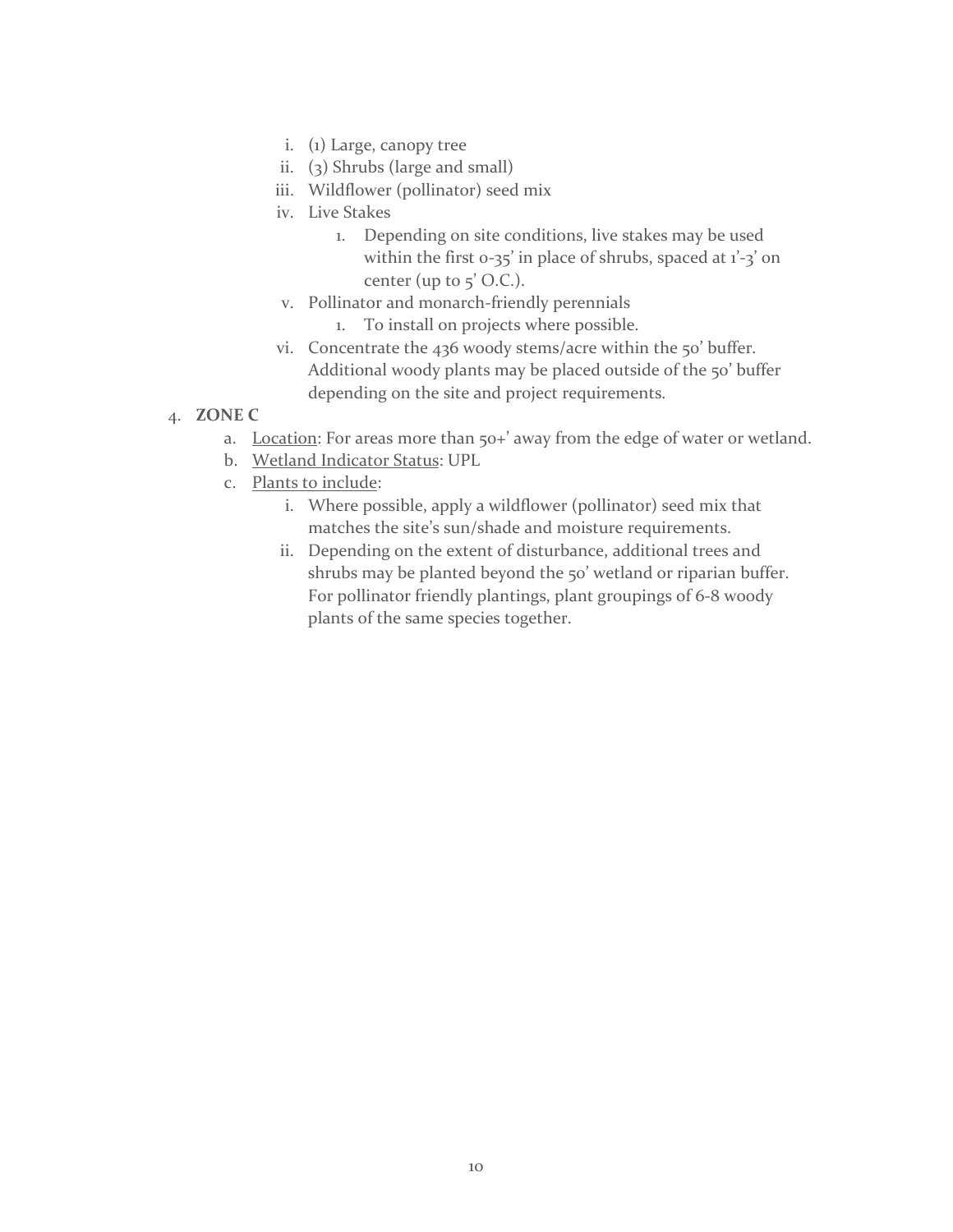i. (1) Large, canopy tree
ii. (3) Shrubs (large and small)
iii. Wildflower (pollinator) seed mix
iv. Live Stakes
    1. Depending on site conditions, live stakes may be used within the first 0-35' in place of shrubs, spaced at 1'-3' on center (up to 5' O.C.).
v. Pollinator and monarch-friendly perennials
    1. To install on projects where possible.
vi. Concentrate the 436 woody stems/acre within the 50' buffer. Additional woody plants may be placed outside of the 50' buffer depending on the site and project requirements.

4. **ZONE C**
    a. <u>Location</u>: For areas more than 50+' away from the edge of water or wetland.
    b. <u>Wetland Indicator Status</u>: UPL
    c. <u>Plants to include</u>:
        i. Where possible, apply a wildflower (pollinator) seed mix that matches the site's sun/shade and moisture requirements.
        ii. Depending on the extent of disturbance, additional trees and shrubs may be planted beyond the 50' wetland or riparian buffer. For pollinator friendly plantings, plant groupings of 6-8 woody plants of the same species together.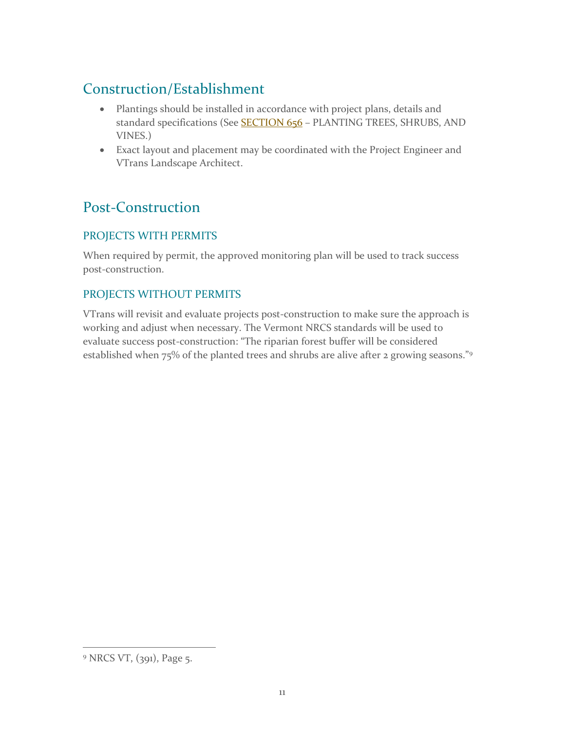## Construction/Establishment

- Plantings should be installed in accordance with project plans, details and standard specifications (See SECTION 656 – PLANTING TREES, SHRUBS, AND VINES.)
- Exact layout and placement may be coordinated with the Project Engineer and VTrans Landscape Architect.

## Post-Construction

### PROJECTS WITH PERMITS

When required by permit, the approved monitoring plan will be used to track success post-construction.

### PROJECTS WITHOUT PERMITS

VTrans will revisit and evaluate projects post-construction to make sure the approach is working and adjust when necessary. The Vermont NRCS standards will be used to evaluate success post-construction: "The riparian forest buffer will be considered established when 75% of the planted trees and shrubs are alive after 2 growing seasons."[9]

---

[9] NRCS VT, (391), Page 5.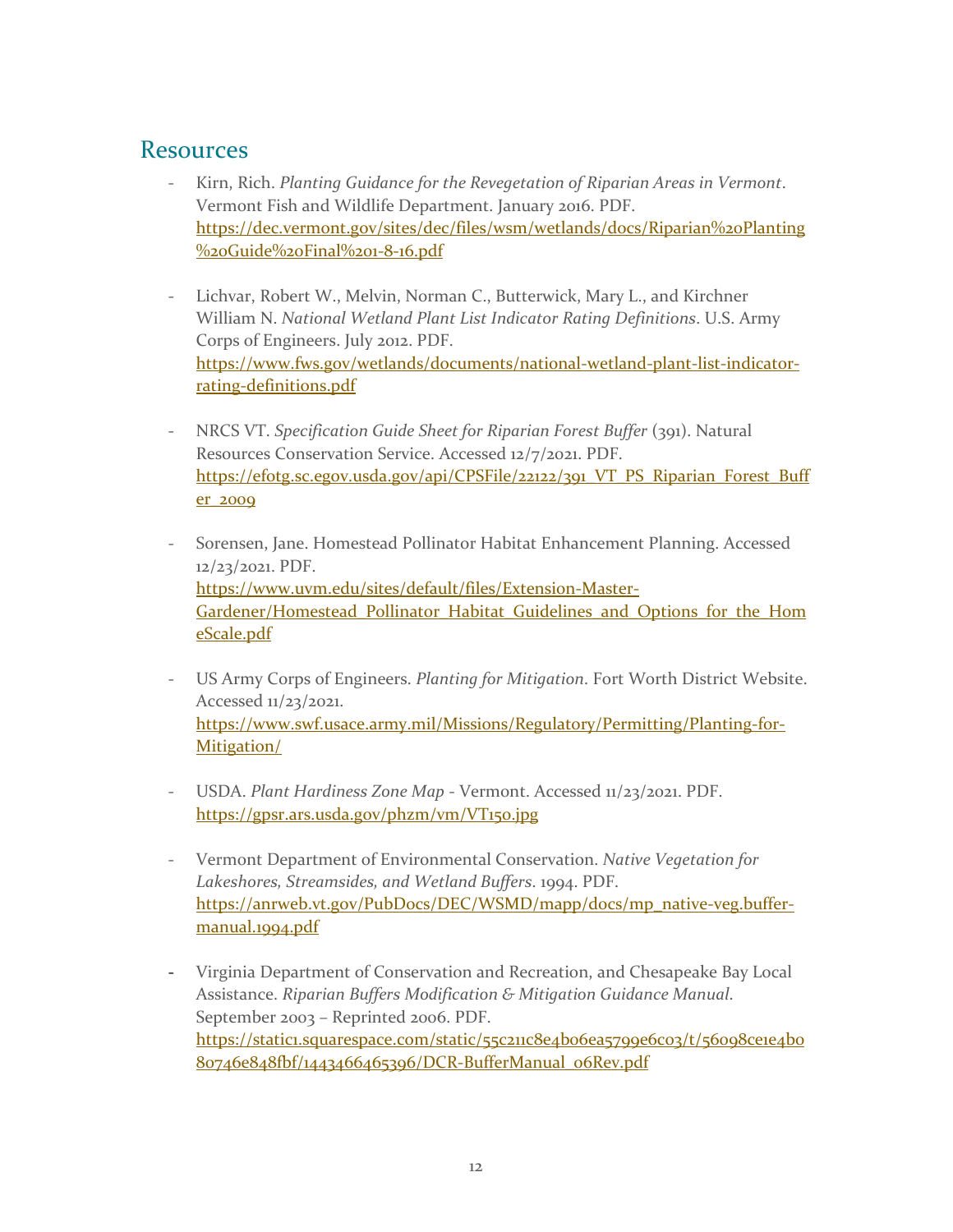## Resources

- Kirn, Rich. *Planting Guidance for the Revegetation of Riparian Areas in Vermont*. Vermont Fish and Wildlife Department. January 2016. PDF. https://dec.vermont.gov/sites/dec/files/wsm/wetlands/docs/Riparian%20Planting%20Guide%20Final%201-8-16.pdf

- Lichvar, Robert W., Melvin, Norman C., Butterwick, Mary L., and Kirchner William N. *National Wetland Plant List Indicator Rating Definitions*. U.S. Army Corps of Engineers. July 2012. PDF. https://www.fws.gov/wetlands/documents/national-wetland-plant-list-indicator-rating-definitions.pdf

- NRCS VT. *Specification Guide Sheet for Riparian Forest Buffer* (391). Natural Resources Conservation Service. Accessed 12/7/2021. PDF. https://efotg.sc.egov.usda.gov/api/CPSFile/22122/391_VT_PS_Riparian_Forest_Buffer_2009

- Sorensen, Jane. Homestead Pollinator Habitat Enhancement Planning. Accessed 12/23/2021. PDF. https://www.uvm.edu/sites/default/files/Extension-Master-Gardener/Homestead_Pollinator_Habitat_Guidelines_and_Options_for_the_HomeScale.pdf

- US Army Corps of Engineers. *Planting for Mitigation*. Fort Worth District Website. Accessed 11/23/2021. https://www.swf.usace.army.mil/Missions/Regulatory/Permitting/Planting-for-Mitigation/

- USDA. *Plant Hardiness Zone Map* - Vermont. Accessed 11/23/2021. PDF. https://gpsr.ars.usda.gov/phzm/vm/VT150.jpg

- Vermont Department of Environmental Conservation. *Native Vegetation for Lakeshores, Streamsides, and Wetland Buffers*. 1994. PDF. https://anrweb.vt.gov/PubDocs/DEC/WSMD/mapp/docs/mp_native-veg.buffer-manual.1994.pdf

- Virginia Department of Conservation and Recreation, and Chesapeake Bay Local Assistance. *Riparian Buffers Modification & Mitigation Guidance Manual*. September 2003 – Reprinted 2006. PDF. https://static1.squarespace.com/static/55c211c8e4b06ea5799e6c03/t/56098ce1e4b080746e848fbf/1443466465396/DCR-BufferManual_06Rev.pdf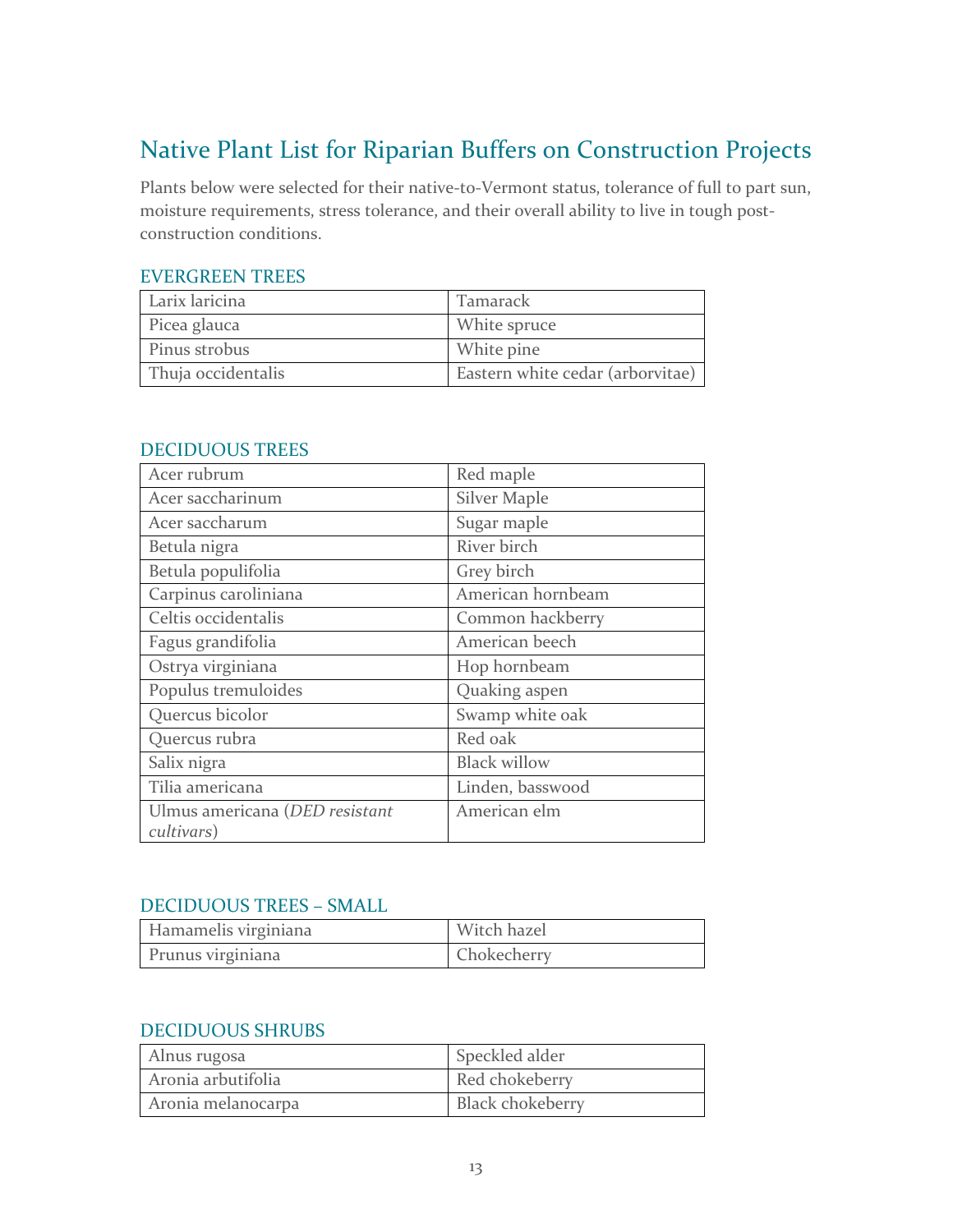# Native Plant List for Riparian Buffers on Construction Projects

Plants below were selected for their native-to-Vermont status, tolerance of full to part sun, moisture requirements, stress tolerance, and their overall ability to live in tough post-construction conditions.

## EVERGREEN TREES

| | |
|---|---|
| Larix laricina | Tamarack |
| Picea glauca | White spruce |
| Pinus strobus | White pine |
| Thuja occidentalis | Eastern white cedar (arborvitae) |

## DECIDUOUS TREES

| | |
|---|---|
| Acer rubrum | Red maple |
| Acer saccharinum | Silver Maple |
| Acer saccharum | Sugar maple |
| Betula nigra | River birch |
| Betula populifolia | Grey birch |
| Carpinus caroliniana | American hornbeam |
| Celtis occidentalis | Common hackberry |
| Fagus grandifolia | American beech |
| Ostrya virginiana | Hop hornbeam |
| Populus tremuloides | Quaking aspen |
| Quercus bicolor | Swamp white oak |
| Quercus rubra | Red oak |
| Salix nigra | Black willow |
| Tilia americana | Linden, basswood |
| Ulmus americana (*DED resistant cultivars*) | American elm |

## DECIDUOUS TREES – SMALL

| | |
|---|---|
| Hamamelis virginiana | Witch hazel |
| Prunus virginiana | Chokecherry |

## DECIDUOUS SHRUBS

| | |
|---|---|
| Alnus rugosa | Speckled alder |
| Aronia arbutifolia | Red chokeberry |
| Aronia melanocarpa | Black chokeberry |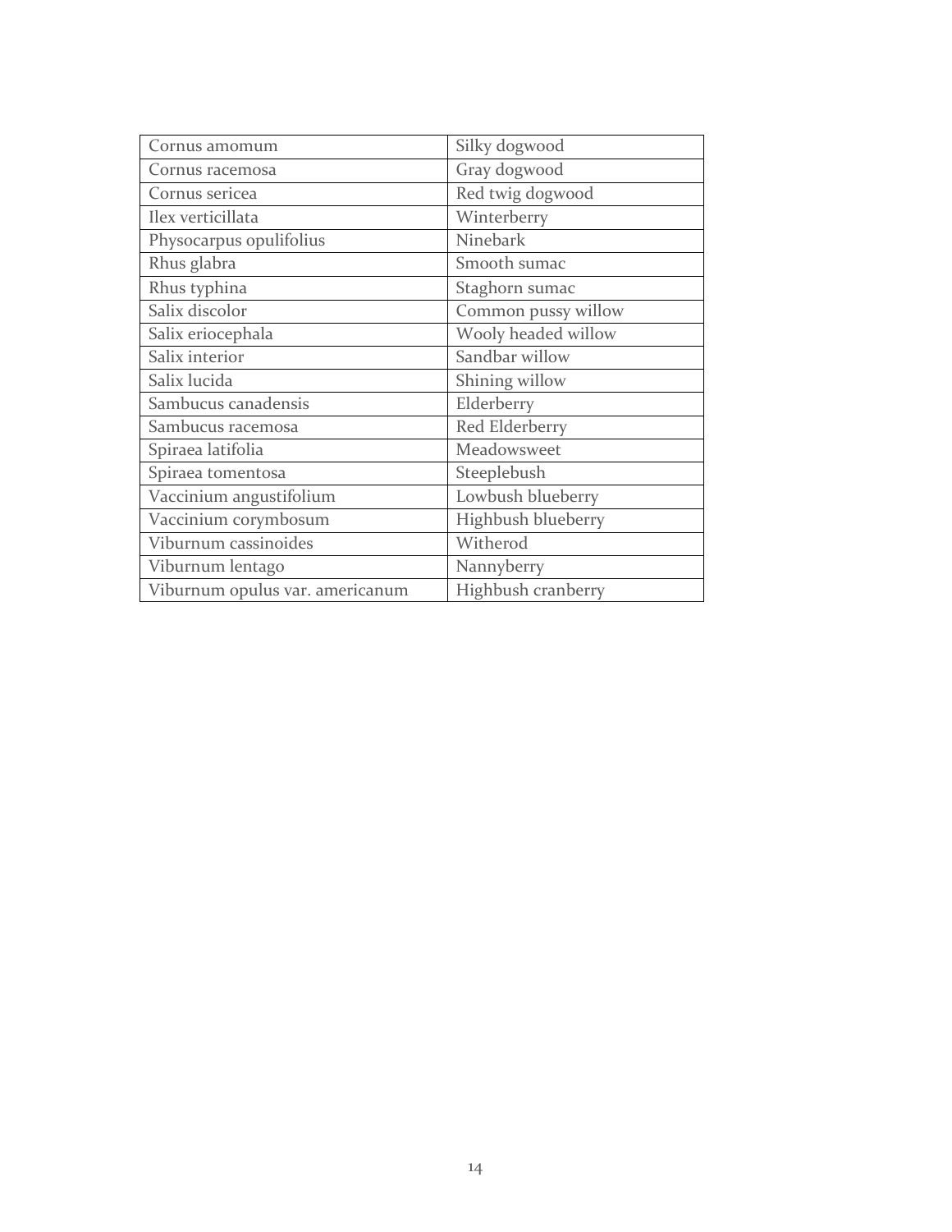| Cornus amomum | Silky dogwood |
| --- | --- |
| Cornus racemosa | Gray dogwood |
| Cornus sericea | Red twig dogwood |
| Ilex verticillata | Winterberry |
| Physocarpus opulifolius | Ninebark |
| Rhus glabra | Smooth sumac |
| Rhus typhina | Staghorn sumac |
| Salix discolor | Common pussy willow |
| Salix eriocephala | Wooly headed willow |
| Salix interior | Sandbar willow |
| Salix lucida | Shining willow |
| Sambucus canadensis | Elderberry |
| Sambucus racemosa | Red Elderberry |
| Spiraea latifolia | Meadowsweet |
| Spiraea tomentosa | Steeplebush |
| Vaccinium angustifolium | Lowbush blueberry |
| Vaccinium corymbosum | Highbush blueberry |
| Viburnum cassinoides | Witherod |
| Viburnum lentago | Nannyberry |
| Viburnum opulus var. americanum | Highbush cranberry |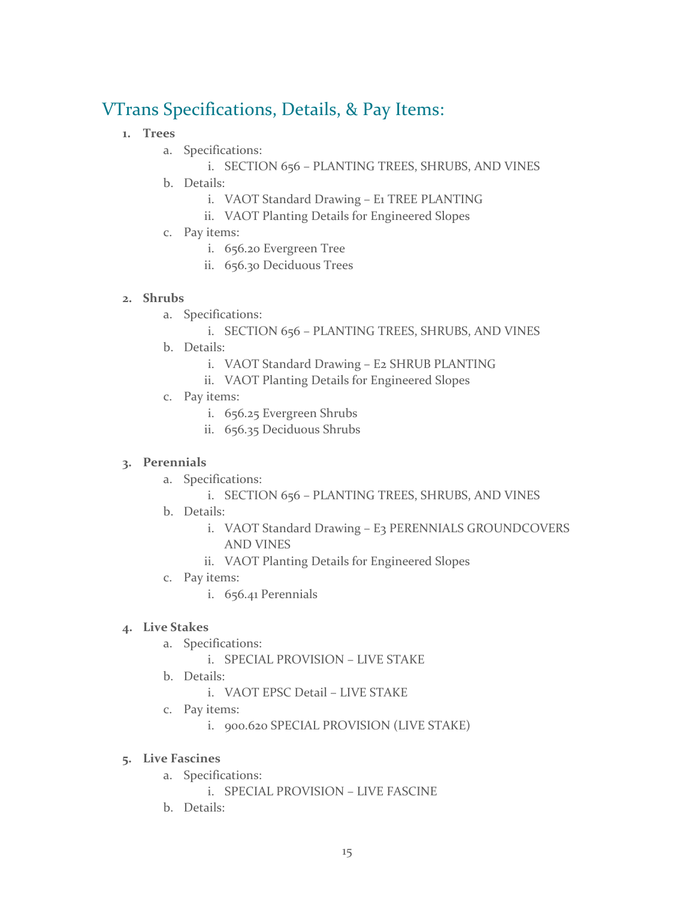## VTrans Specifications, Details, & Pay Items:

1. **Trees**
   a. Specifications:
      i. SECTION 656 – PLANTING TREES, SHRUBS, AND VINES
   b. Details:
      i. VAOT Standard Drawing – E1 TREE PLANTING
      ii. VAOT Planting Details for Engineered Slopes
   c. Pay items:
      i. 656.20 Evergreen Tree
      ii. 656.30 Deciduous Trees

2. **Shrubs**
   a. Specifications:
      i. SECTION 656 – PLANTING TREES, SHRUBS, AND VINES
   b. Details:
      i. VAOT Standard Drawing – E2 SHRUB PLANTING
      ii. VAOT Planting Details for Engineered Slopes
   c. Pay items:
      i. 656.25 Evergreen Shrubs
      ii. 656.35 Deciduous Shrubs

3. **Perennials**
   a. Specifications:
      i. SECTION 656 – PLANTING TREES, SHRUBS, AND VINES
   b. Details:
      i. VAOT Standard Drawing – E3 PERENNIALS GROUNDCOVERS AND VINES
      ii. VAOT Planting Details for Engineered Slopes
   c. Pay items:
      i. 656.41 Perennials

4. **Live Stakes**
   a. Specifications:
      i. SPECIAL PROVISION – LIVE STAKE
   b. Details:
      i. VAOT EPSC Detail – LIVE STAKE
   c. Pay items:
      i. 900.620 SPECIAL PROVISION (LIVE STAKE)

5. **Live Fascines**
   a. Specifications:
      i. SPECIAL PROVISION – LIVE FASCINE
   b. Details: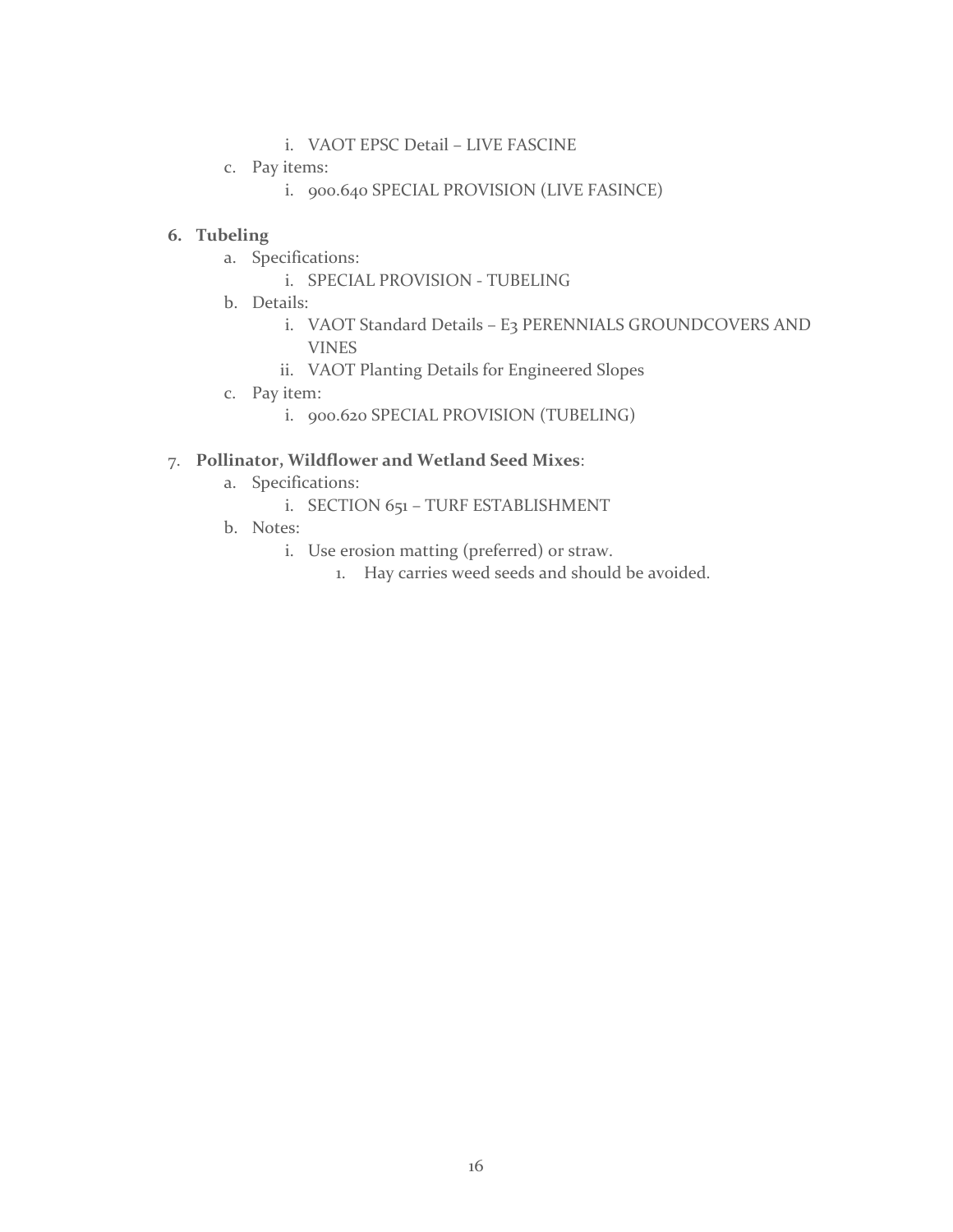i. VAOT EPSC Detail – LIVE FASCINE

c. Pay items:
   i. 900.640 SPECIAL PROVISION (LIVE FASINCE)

6. **Tubeling**
   a. Specifications:
      i. SPECIAL PROVISION - TUBELING
   b. Details:
      i. VAOT Standard Details – E3 PERENNIALS GROUNDCOVERS AND VINES
      ii. VAOT Planting Details for Engineered Slopes
   c. Pay item:
      i. 900.620 SPECIAL PROVISION (TUBELING)

7. **Pollinator, Wildflower and Wetland Seed Mixes**:
   a. Specifications:
      i. SECTION 651 – TURF ESTABLISHMENT
   b. Notes:
      i. Use erosion matting (preferred) or straw.
         1. Hay carries weed seeds and should be avoided.